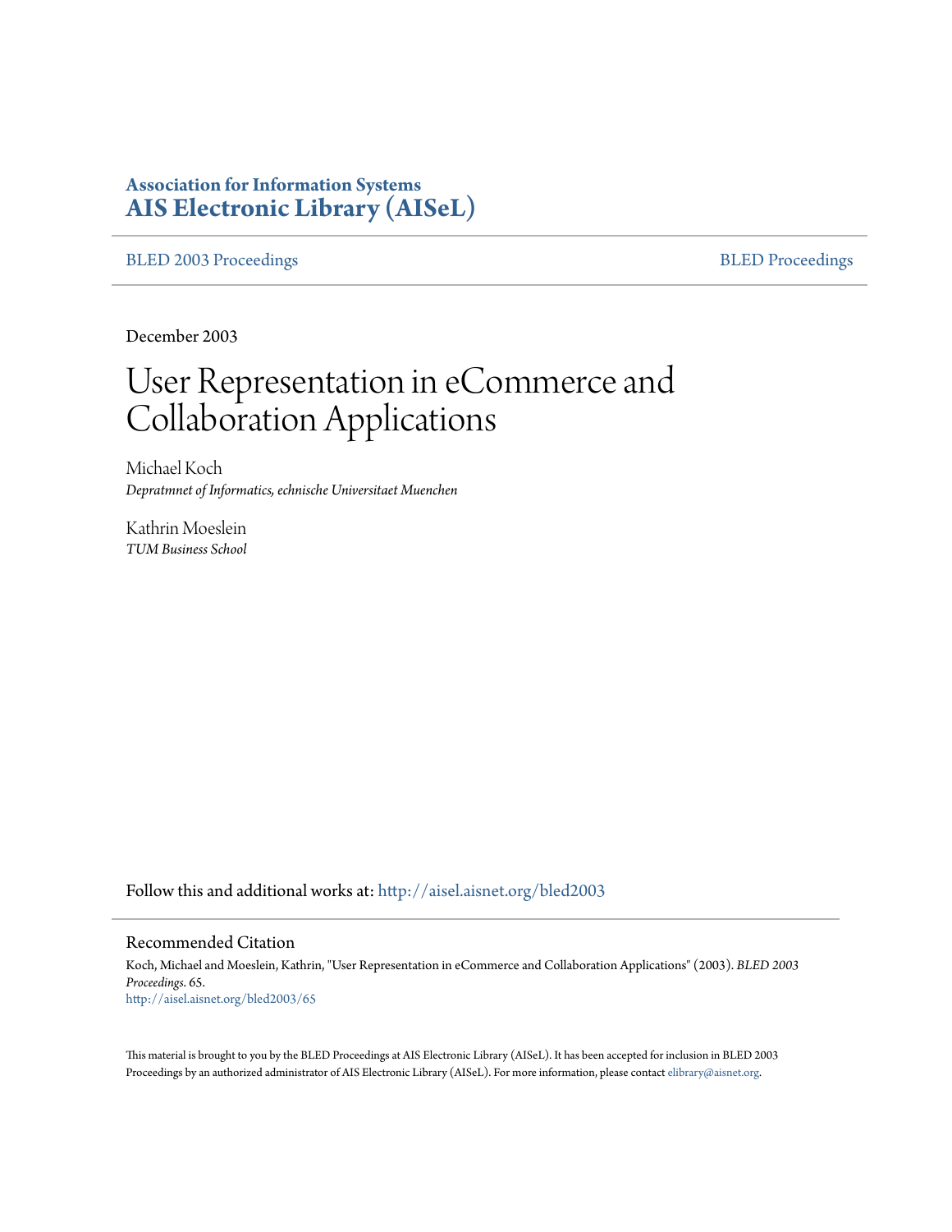**Association for Information Systems**
**AIS Electronic Library (AISeL)**

BLED 2003 Proceedings | BLED Proceedings

December 2003

# User Representation in eCommerce and Collaboration Applications

Michael Koch
*Depratmnet of Informatics, echnische Universitaet Muenchen*

Kathrin Moeslein
*TUM Business School*

Follow this and additional works at: http://aisel.aisnet.org/bled2003

## Recommended Citation

Koch, Michael and Moeslein, Kathrin, "User Representation in eCommerce and Collaboration Applications" (2003). *BLED 2003 Proceedings*. 65.
http://aisel.aisnet.org/bled2003/65

This material is brought to you by the BLED Proceedings at AIS Electronic Library (AISeL). It has been accepted for inclusion in BLED 2003 Proceedings by an authorized administrator of AIS Electronic Library (AISeL). For more information, please contact elibrary@aisnet.org.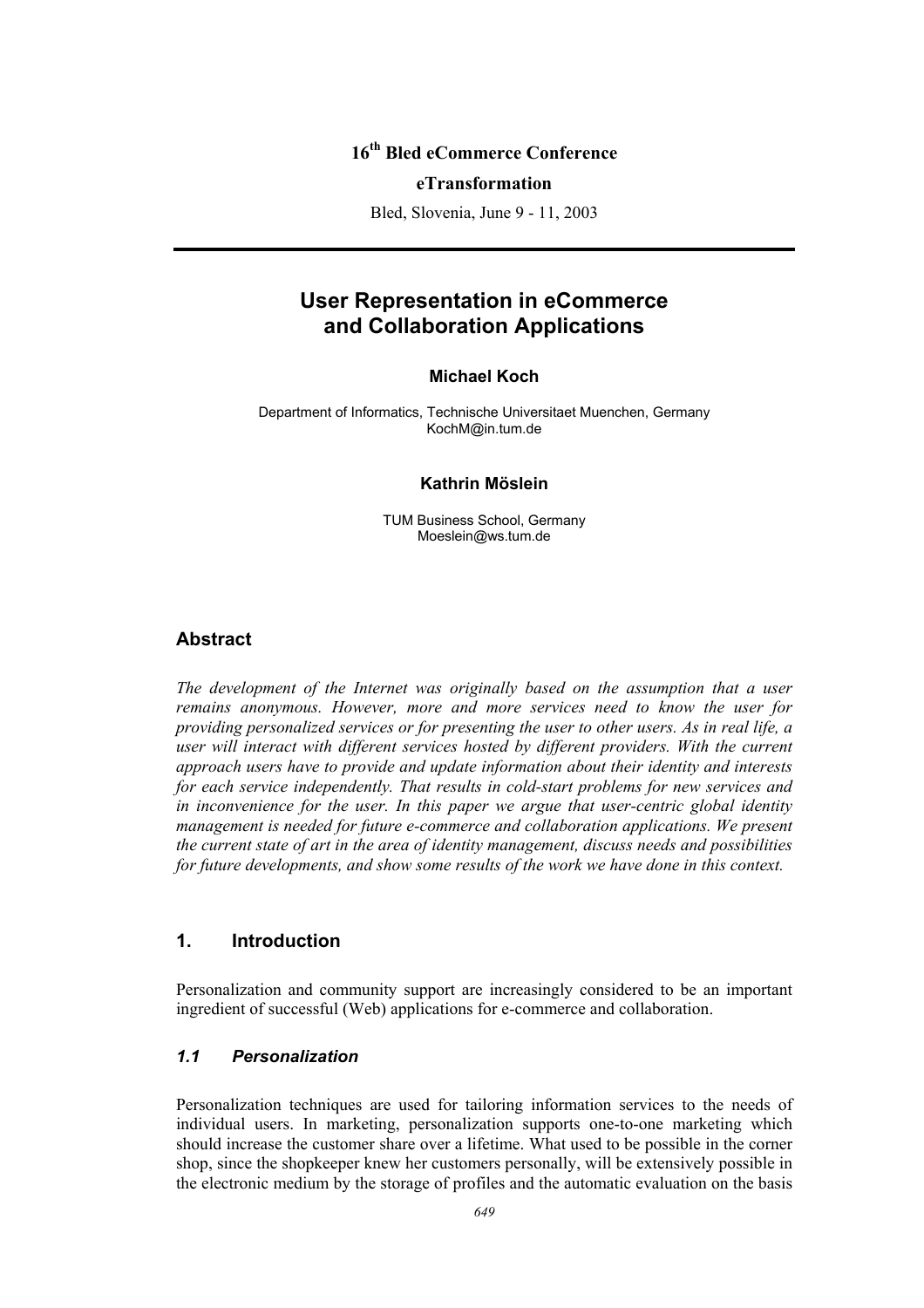16[th] Bled eCommerce Conference

eTransformation

Bled, Slovenia, June 9 - 11, 2003

# User Representation in eCommerce and Collaboration Applications

**Michael Koch**

Department of Informatics, Technische Universitaet Muenchen, Germany
KochM@in.tum.de

**Kathrin Möslein**

TUM Business School, Germany
Moeslein@ws.tum.de

## Abstract

*The development of the Internet was originally based on the assumption that a user remains anonymous. However, more and more services need to know the user for providing personalized services or for presenting the user to other users. As in real life, a user will interact with different services hosted by different providers. With the current approach users have to provide and update information about their identity and interests for each service independently. That results in cold-start problems for new services and in inconvenience for the user. In this paper we argue that user-centric global identity management is needed for future e-commerce and collaboration applications. We present the current state of art in the area of identity management, discuss needs and possibilities for future developments, and show some results of the work we have done in this context.*

## 1. Introduction

Personalization and community support are increasingly considered to be an important ingredient of successful (Web) applications for e-commerce and collaboration.

### *1.1 Personalization*

Personalization techniques are used for tailoring information services to the needs of individual users. In marketing, personalization supports one-to-one marketing which should increase the customer share over a lifetime. What used to be possible in the corner shop, since the shopkeeper knew her customers personally, will be extensively possible in the electronic medium by the storage of profiles and the automatic evaluation on the basis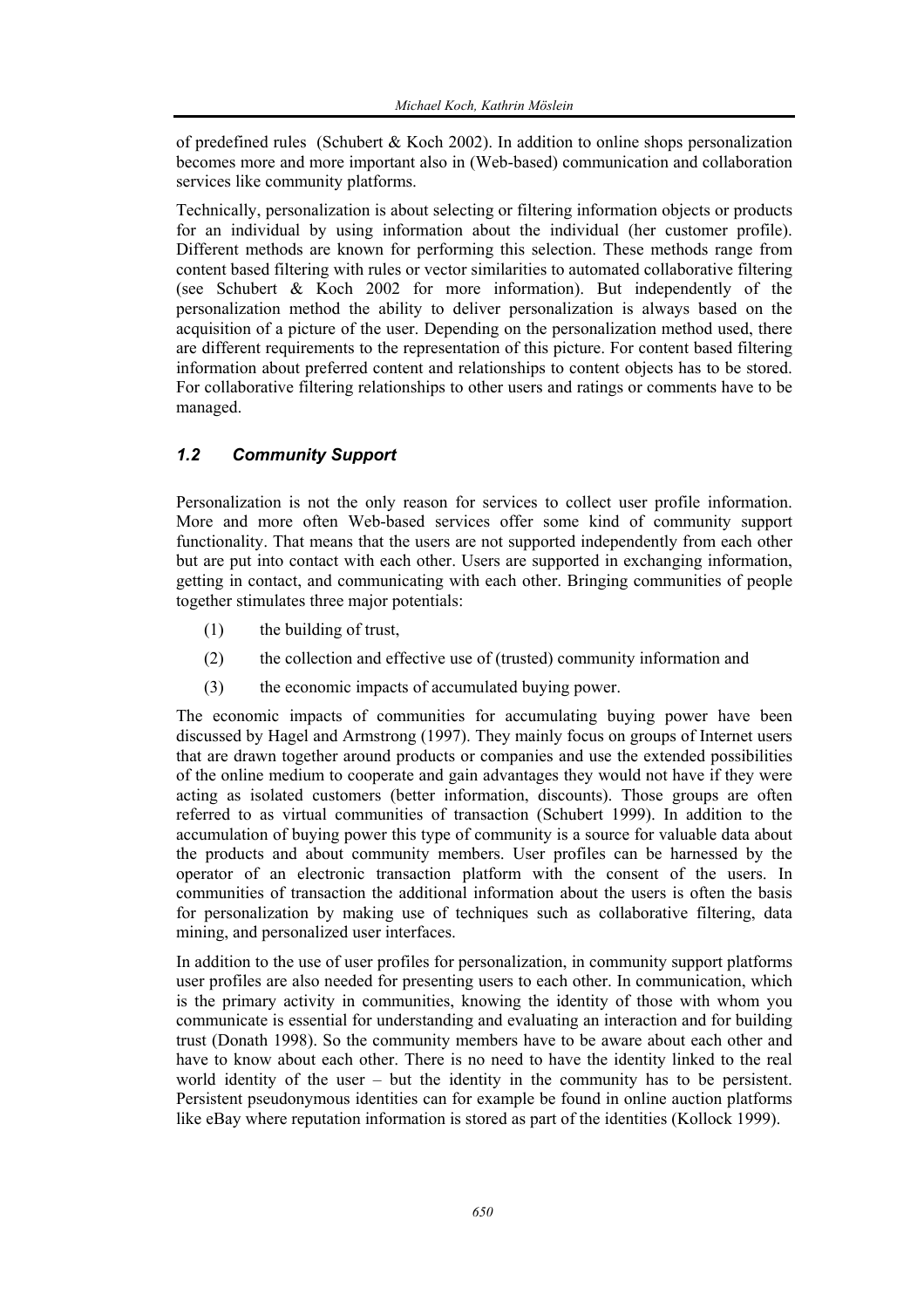of predefined rules (Schubert & Koch 2002). In addition to online shops personalization becomes more and more important also in (Web-based) communication and collaboration services like community platforms.

Technically, personalization is about selecting or filtering information objects or products for an individual by using information about the individual (her customer profile). Different methods are known for performing this selection. These methods range from content based filtering with rules or vector similarities to automated collaborative filtering (see Schubert & Koch 2002 for more information). But independently of the personalization method the ability to deliver personalization is always based on the acquisition of a picture of the user. Depending on the personalization method used, there are different requirements to the representation of this picture. For content based filtering information about preferred content and relationships to content objects has to be stored. For collaborative filtering relationships to other users and ratings or comments have to be managed.

### *1.2 Community Support*

Personalization is not the only reason for services to collect user profile information. More and more often Web-based services offer some kind of community support functionality. That means that the users are not supported independently from each other but are put into contact with each other. Users are supported in exchanging information, getting in contact, and communicating with each other. Bringing communities of people together stimulates three major potentials:

(1) the building of trust,

(2) the collection and effective use of (trusted) community information and

(3) the economic impacts of accumulated buying power.

The economic impacts of communities for accumulating buying power have been discussed by Hagel and Armstrong (1997). They mainly focus on groups of Internet users that are drawn together around products or companies and use the extended possibilities of the online medium to cooperate and gain advantages they would not have if they were acting as isolated customers (better information, discounts). Those groups are often referred to as virtual communities of transaction (Schubert 1999). In addition to the accumulation of buying power this type of community is a source for valuable data about the products and about community members. User profiles can be harnessed by the operator of an electronic transaction platform with the consent of the users. In communities of transaction the additional information about the users is often the basis for personalization by making use of techniques such as collaborative filtering, data mining, and personalized user interfaces.

In addition to the use of user profiles for personalization, in community support platforms user profiles are also needed for presenting users to each other. In communication, which is the primary activity in communities, knowing the identity of those with whom you communicate is essential for understanding and evaluating an interaction and for building trust (Donath 1998). So the community members have to be aware about each other and have to know about each other. There is no need to have the identity linked to the real world identity of the user – but the identity in the community has to be persistent. Persistent pseudonymous identities can for example be found in online auction platforms like eBay where reputation information is stored as part of the identities (Kollock 1999).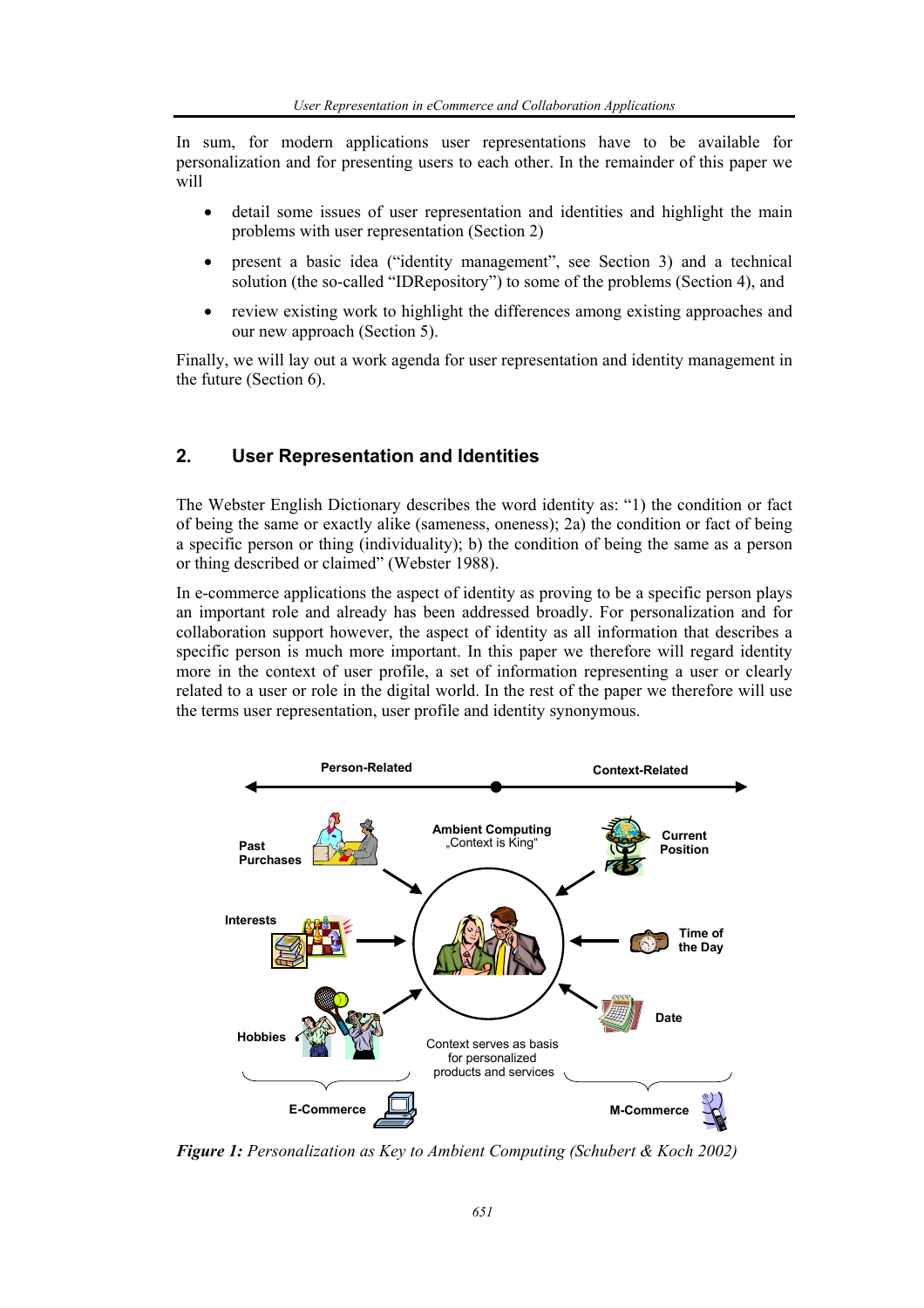In sum, for modern applications user representations have to be available for personalization and for presenting users to each other. In the remainder of this paper we will

- detail some issues of user representation and identities and highlight the main problems with user representation (Section 2)
- present a basic idea ("identity management", see Section 3) and a technical solution (the so-called "IDRepository") to some of the problems (Section 4), and
- review existing work to highlight the differences among existing approaches and our new approach (Section 5).

Finally, we will lay out a work agenda for user representation and identity management in the future (Section 6).

## 2. User Representation and Identities

The Webster English Dictionary describes the word identity as: "1) the condition or fact of being the same or exactly alike (sameness, oneness); 2a) the condition or fact of being a specific person or thing (individuality); b) the condition of being the same as a person or thing described or claimed" (Webster 1988).

In e-commerce applications the aspect of identity as proving to be a specific person plays an important role and already has been addressed broadly. For personalization and for collaboration support however, the aspect of identity as all information that describes a specific person is much more important. In this paper we therefore will regard identity more in the context of user profile, a set of information representing a user or clearly related to a user or role in the digital world. In the rest of the paper we therefore will use the terms user representation, user profile and identity synonymous.

*Figure 1: Personalization as Key to Ambient Computing (Schubert & Koch 2002)*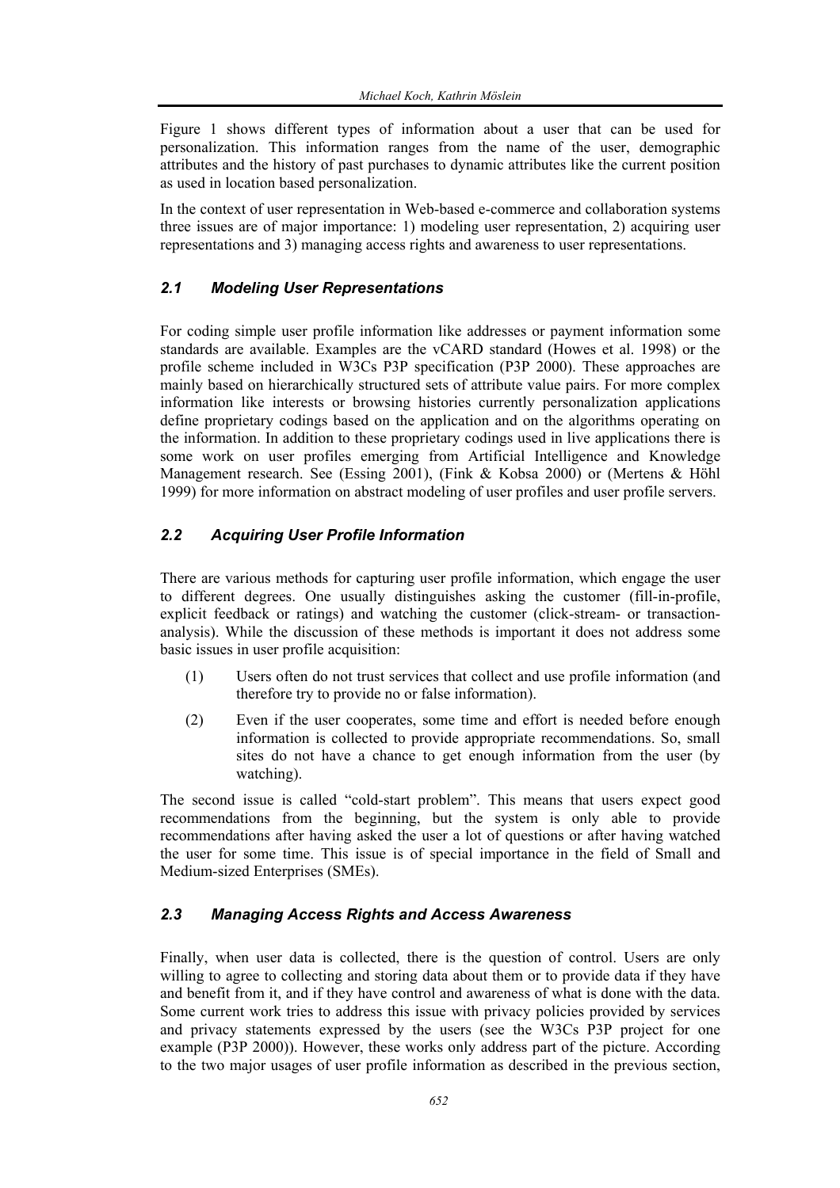Figure 1 shows different types of information about a user that can be used for personalization. This information ranges from the name of the user, demographic attributes and the history of past purchases to dynamic attributes like the current position as used in location based personalization.

In the context of user representation in Web-based e-commerce and collaboration systems three issues are of major importance: 1) modeling user representation, 2) acquiring user representations and 3) managing access rights and awareness to user representations.

### *2.1 Modeling User Representations*

For coding simple user profile information like addresses or payment information some standards are available. Examples are the vCARD standard (Howes et al. 1998) or the profile scheme included in W3Cs P3P specification (P3P 2000). These approaches are mainly based on hierarchically structured sets of attribute value pairs. For more complex information like interests or browsing histories currently personalization applications define proprietary codings based on the application and on the algorithms operating on the information. In addition to these proprietary codings used in live applications there is some work on user profiles emerging from Artificial Intelligence and Knowledge Management research. See (Essing 2001), (Fink & Kobsa 2000) or (Mertens & Höhl 1999) for more information on abstract modeling of user profiles and user profile servers.

### *2.2 Acquiring User Profile Information*

There are various methods for capturing user profile information, which engage the user to different degrees. One usually distinguishes asking the customer (fill-in-profile, explicit feedback or ratings) and watching the customer (click-stream- or transaction-analysis). While the discussion of these methods is important it does not address some basic issues in user profile acquisition:

(1) Users often do not trust services that collect and use profile information (and therefore try to provide no or false information).

(2) Even if the user cooperates, some time and effort is needed before enough information is collected to provide appropriate recommendations. So, small sites do not have a chance to get enough information from the user (by watching).

The second issue is called "cold-start problem". This means that users expect good recommendations from the beginning, but the system is only able to provide recommendations after having asked the user a lot of questions or after having watched the user for some time. This issue is of special importance in the field of Small and Medium-sized Enterprises (SMEs).

### *2.3 Managing Access Rights and Access Awareness*

Finally, when user data is collected, there is the question of control. Users are only willing to agree to collecting and storing data about them or to provide data if they have and benefit from it, and if they have control and awareness of what is done with the data. Some current work tries to address this issue with privacy policies provided by services and privacy statements expressed by the users (see the W3Cs P3P project for one example (P3P 2000)). However, these works only address part of the picture. According to the two major usages of user profile information as described in the previous section,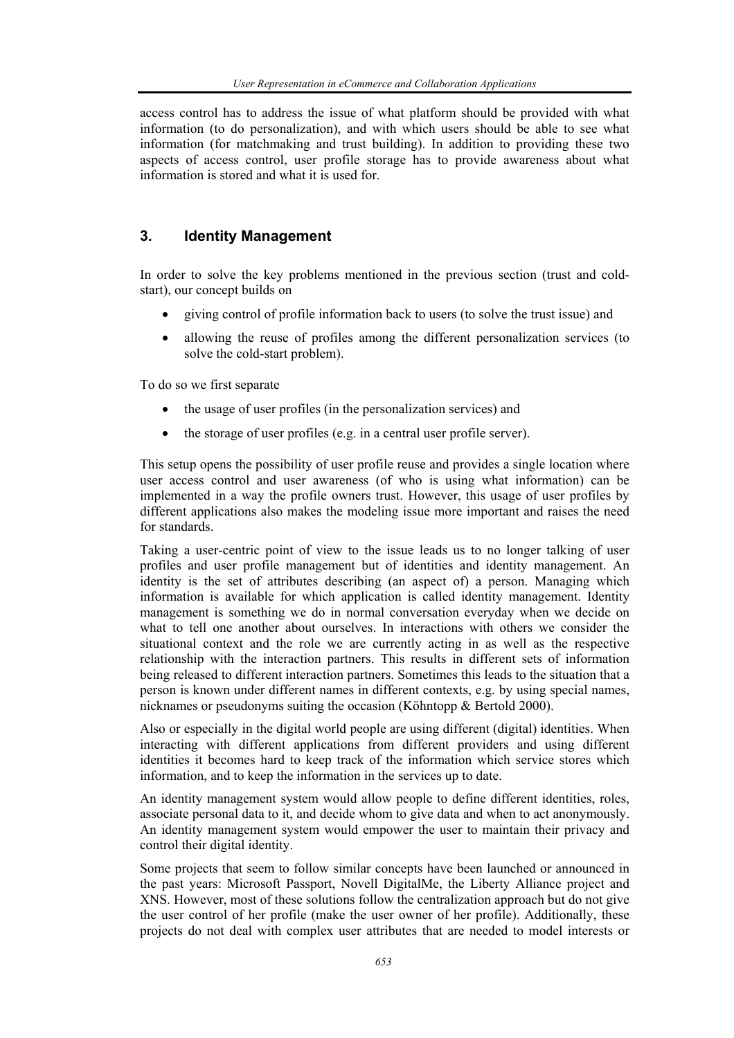access control has to address the issue of what platform should be provided with what information (to do personalization), and with which users should be able to see what information (for matchmaking and trust building). In addition to providing these two aspects of access control, user profile storage has to provide awareness about what information is stored and what it is used for.

## 3. Identity Management

In order to solve the key problems mentioned in the previous section (trust and cold-start), our concept builds on

- giving control of profile information back to users (to solve the trust issue) and
- allowing the reuse of profiles among the different personalization services (to solve the cold-start problem).

To do so we first separate

- the usage of user profiles (in the personalization services) and
- the storage of user profiles (e.g. in a central user profile server).

This setup opens the possibility of user profile reuse and provides a single location where user access control and user awareness (of who is using what information) can be implemented in a way the profile owners trust. However, this usage of user profiles by different applications also makes the modeling issue more important and raises the need for standards.

Taking a user-centric point of view to the issue leads us to no longer talking of user profiles and user profile management but of identities and identity management. An identity is the set of attributes describing (an aspect of) a person. Managing which information is available for which application is called identity management. Identity management is something we do in normal conversation everyday when we decide on what to tell one another about ourselves. In interactions with others we consider the situational context and the role we are currently acting in as well as the respective relationship with the interaction partners. This results in different sets of information being released to different interaction partners. Sometimes this leads to the situation that a person is known under different names in different contexts, e.g. by using special names, nicknames or pseudonyms suiting the occasion (Köhntopp & Bertold 2000).

Also or especially in the digital world people are using different (digital) identities. When interacting with different applications from different providers and using different identities it becomes hard to keep track of the information which service stores which information, and to keep the information in the services up to date.

An identity management system would allow people to define different identities, roles, associate personal data to it, and decide whom to give data and when to act anonymously. An identity management system would empower the user to maintain their privacy and control their digital identity.

Some projects that seem to follow similar concepts have been launched or announced in the past years: Microsoft Passport, Novell DigitalMe, the Liberty Alliance project and XNS. However, most of these solutions follow the centralization approach but do not give the user control of her profile (make the user owner of her profile). Additionally, these projects do not deal with complex user attributes that are needed to model interests or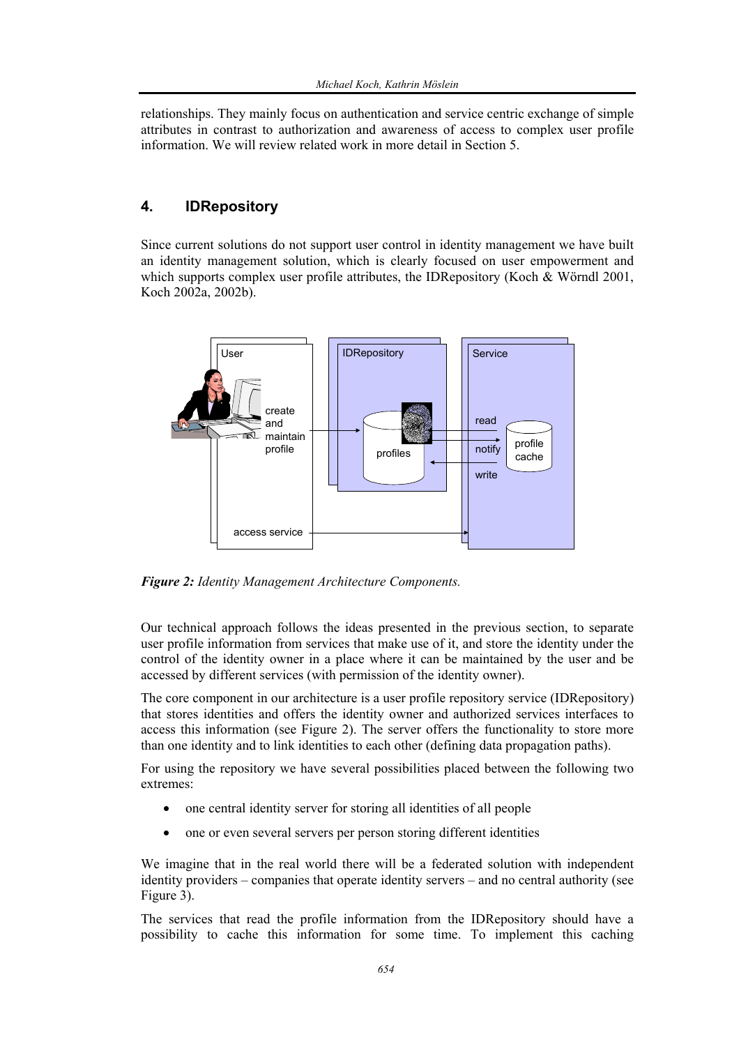relationships. They mainly focus on authentication and service centric exchange of simple attributes in contrast to authorization and awareness of access to complex user profile information. We will review related work in more detail in Section 5.

## 4. IDRepository

Since current solutions do not support user control in identity management we have built an identity management solution, which is clearly focused on user empowerment and which supports complex user profile attributes, the IDRepository (Koch & Wörndl 2001, Koch 2002a, 2002b).

***Figure 2:*** *Identity Management Architecture Components.*

Our technical approach follows the ideas presented in the previous section, to separate user profile information from services that make use of it, and store the identity under the control of the identity owner in a place where it can be maintained by the user and be accessed by different services (with permission of the identity owner).

The core component in our architecture is a user profile repository service (IDRepository) that stores identities and offers the identity owner and authorized services interfaces to access this information (see Figure 2). The server offers the functionality to store more than one identity and to link identities to each other (defining data propagation paths).

For using the repository we have several possibilities placed between the following two extremes:

- one central identity server for storing all identities of all people
- one or even several servers per person storing different identities

We imagine that in the real world there will be a federated solution with independent identity providers – companies that operate identity servers – and no central authority (see Figure 3).

The services that read the profile information from the IDRepository should have a possibility to cache this information for some time. To implement this caching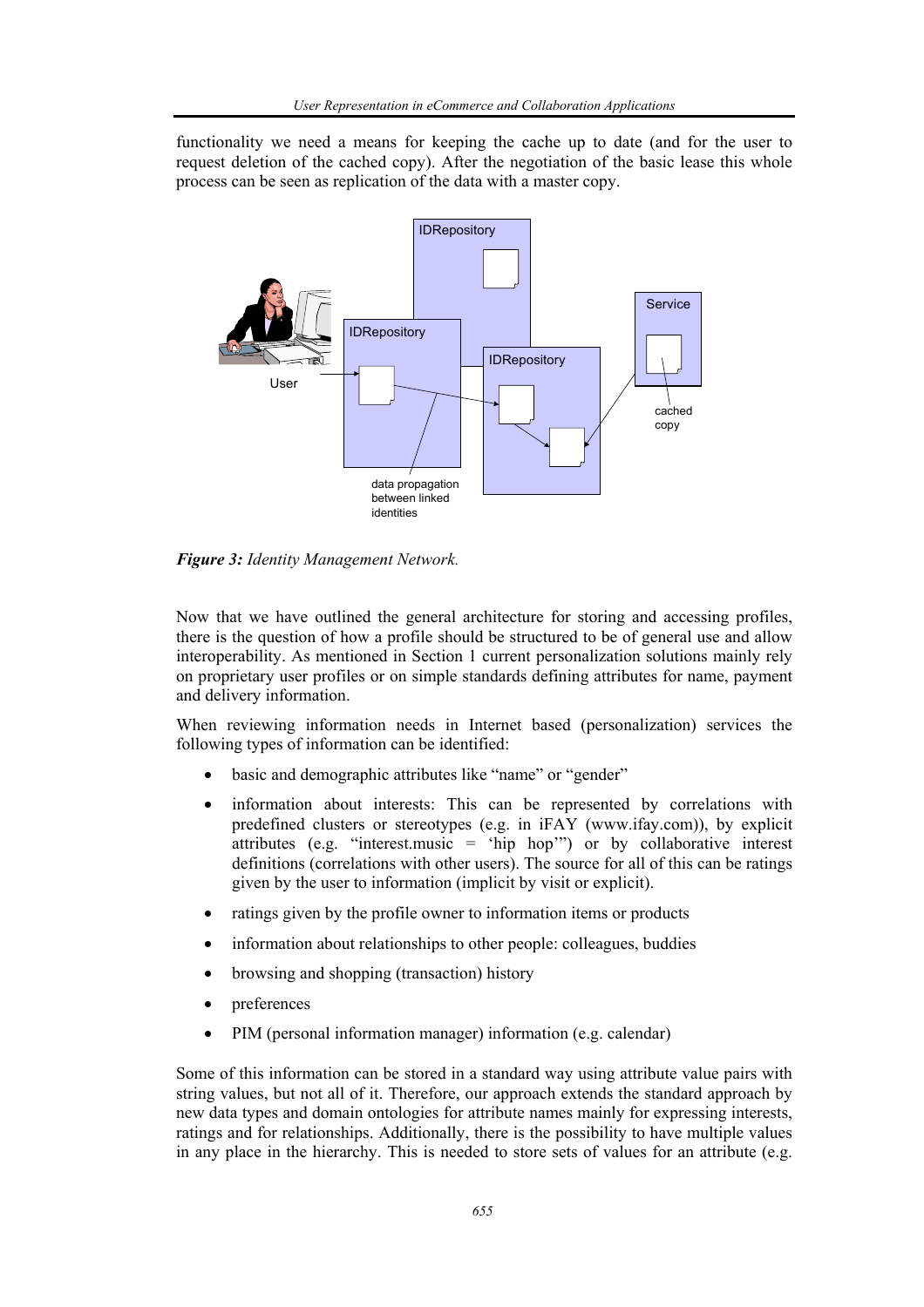functionality we need a means for keeping the cache up to date (and for the user to request deletion of the cached copy). After the negotiation of the basic lease this whole process can be seen as replication of the data with a master copy.

***Figure 3:*** *Identity Management Network.*

Now that we have outlined the general architecture for storing and accessing profiles, there is the question of how a profile should be structured to be of general use and allow interoperability. As mentioned in Section 1 current personalization solutions mainly rely on proprietary user profiles or on simple standards defining attributes for name, payment and delivery information.

When reviewing information needs in Internet based (personalization) services the following types of information can be identified:

- basic and demographic attributes like "name" or "gender"
- information about interests: This can be represented by correlations with predefined clusters or stereotypes (e.g. in iFAY (www.ifay.com)), by explicit attributes (e.g. "interest.music = 'hip hop'") or by collaborative interest definitions (correlations with other users). The source for all of this can be ratings given by the user to information (implicit by visit or explicit).
- ratings given by the profile owner to information items or products
- information about relationships to other people: colleagues, buddies
- browsing and shopping (transaction) history
- preferences
- PIM (personal information manager) information (e.g. calendar)

Some of this information can be stored in a standard way using attribute value pairs with string values, but not all of it. Therefore, our approach extends the standard approach by new data types and domain ontologies for attribute names mainly for expressing interests, ratings and for relationships. Additionally, there is the possibility to have multiple values in any place in the hierarchy. This is needed to store sets of values for an attribute (e.g.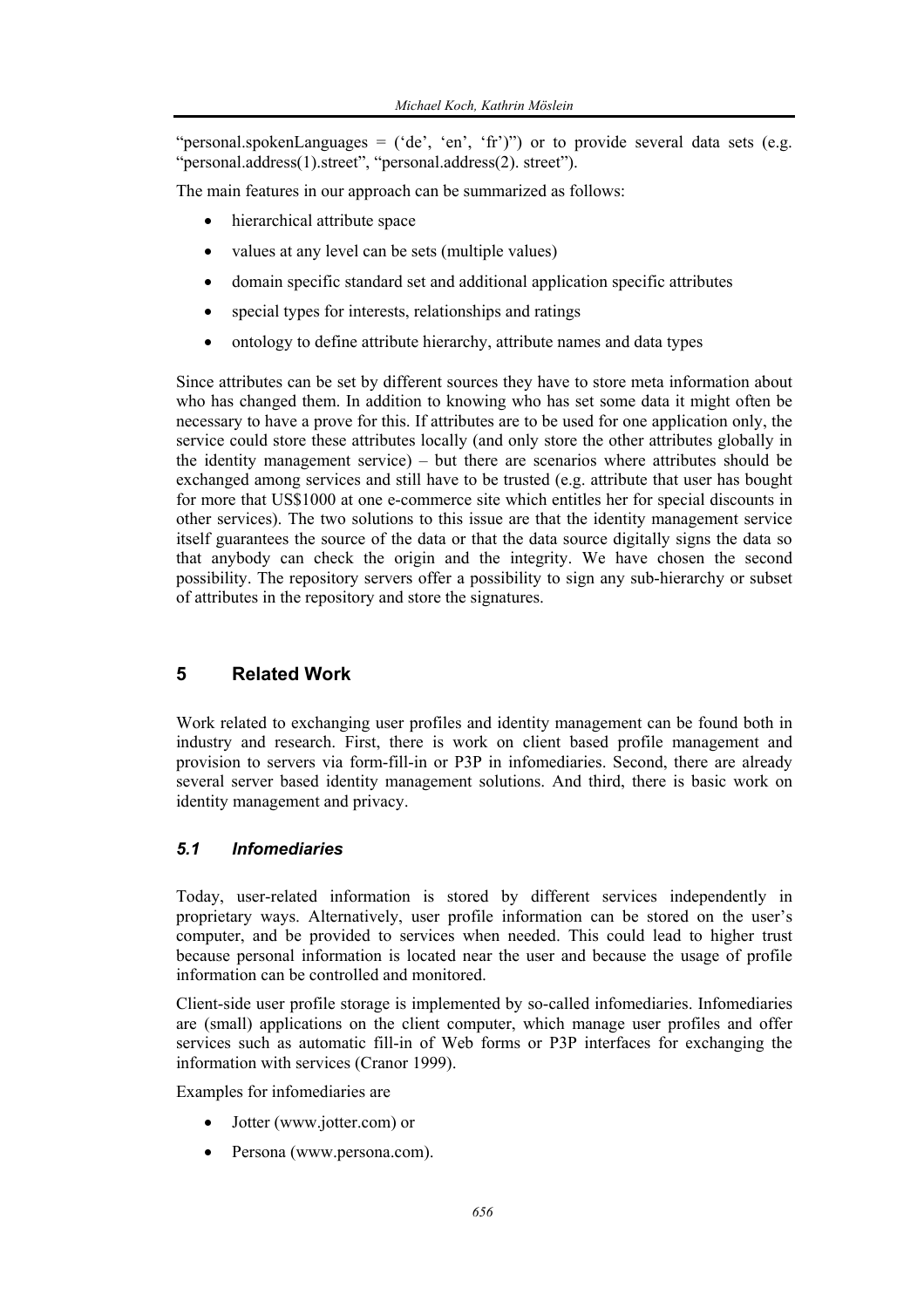"personal.spokenLanguages = ('de', 'en', 'fr')") or to provide several data sets (e.g. "personal.address(1).street", "personal.address(2). street").

The main features in our approach can be summarized as follows:

- hierarchical attribute space
- values at any level can be sets (multiple values)
- domain specific standard set and additional application specific attributes
- special types for interests, relationships and ratings
- ontology to define attribute hierarchy, attribute names and data types

Since attributes can be set by different sources they have to store meta information about who has changed them. In addition to knowing who has set some data it might often be necessary to have a prove for this. If attributes are to be used for one application only, the service could store these attributes locally (and only store the other attributes globally in the identity management service) – but there are scenarios where attributes should be exchanged among services and still have to be trusted (e.g. attribute that user has bought for more that US$1000 at one e-commerce site which entitles her for special discounts in other services). The two solutions to this issue are that the identity management service itself guarantees the source of the data or that the data source digitally signs the data so that anybody can check the origin and the integrity. We have chosen the second possibility. The repository servers offer a possibility to sign any sub-hierarchy or subset of attributes in the repository and store the signatures.

## 5 Related Work

Work related to exchanging user profiles and identity management can be found both in industry and research. First, there is work on client based profile management and provision to servers via form-fill-in or P3P in infomediaries. Second, there are already several server based identity management solutions. And third, there is basic work on identity management and privacy.

### *5.1 Infomediaries*

Today, user-related information is stored by different services independently in proprietary ways. Alternatively, user profile information can be stored on the user's computer, and be provided to services when needed. This could lead to higher trust because personal information is located near the user and because the usage of profile information can be controlled and monitored.

Client-side user profile storage is implemented by so-called infomediaries. Infomediaries are (small) applications on the client computer, which manage user profiles and offer services such as automatic fill-in of Web forms or P3P interfaces for exchanging the information with services (Cranor 1999).

Examples for infomediaries are

- Jotter (www.jotter.com) or
- Persona (www.persona.com).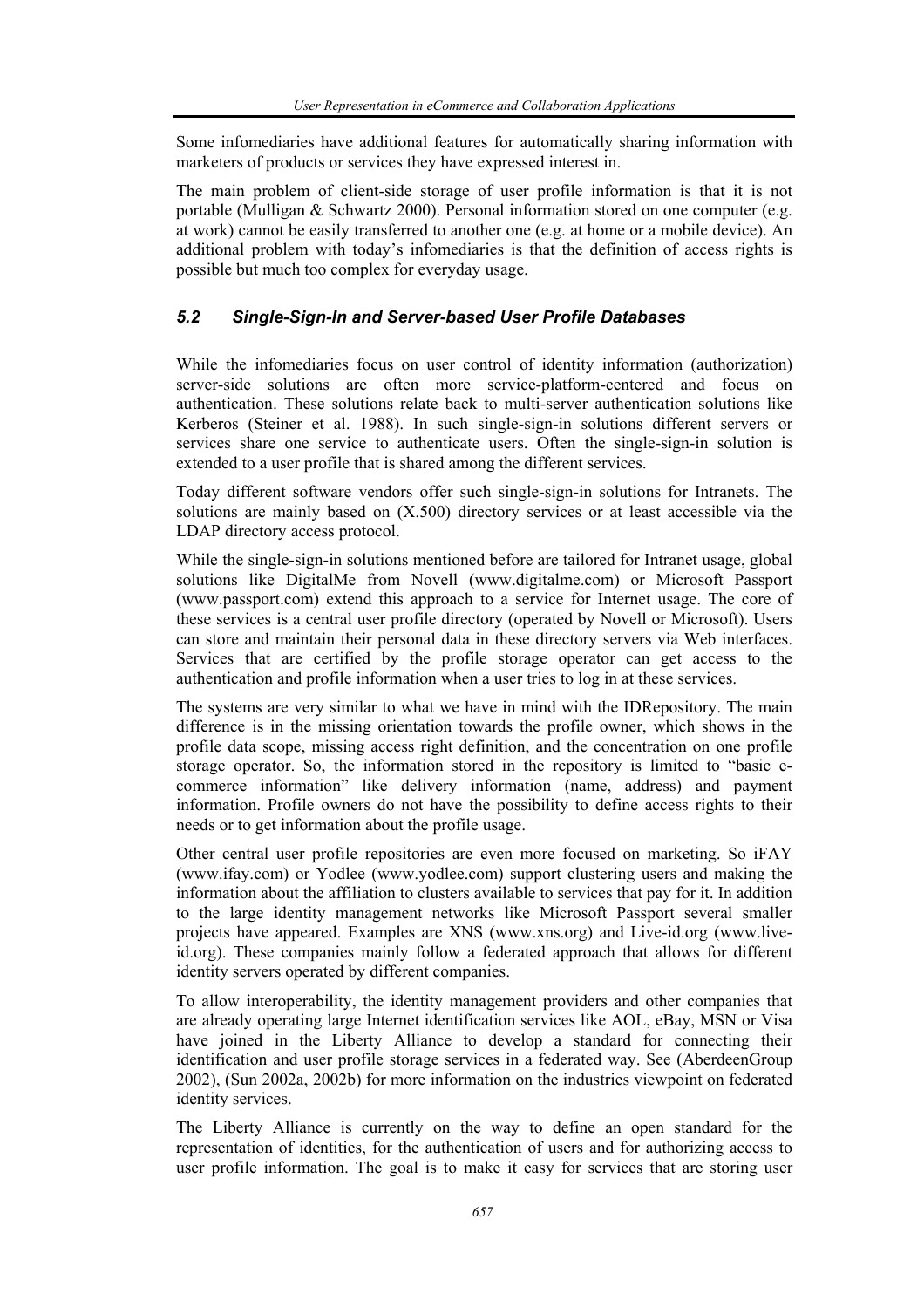Some infomediaries have additional features for automatically sharing information with marketers of products or services they have expressed interest in.

The main problem of client-side storage of user profile information is that it is not portable (Mulligan & Schwartz 2000). Personal information stored on one computer (e.g. at work) cannot be easily transferred to another one (e.g. at home or a mobile device). An additional problem with today's infomediaries is that the definition of access rights is possible but much too complex for everyday usage.

### *5.2 Single-Sign-In and Server-based User Profile Databases*

While the infomediaries focus on user control of identity information (authorization) server-side solutions are often more service-platform-centered and focus on authentication. These solutions relate back to multi-server authentication solutions like Kerberos (Steiner et al. 1988). In such single-sign-in solutions different servers or services share one service to authenticate users. Often the single-sign-in solution is extended to a user profile that is shared among the different services.

Today different software vendors offer such single-sign-in solutions for Intranets. The solutions are mainly based on (X.500) directory services or at least accessible via the LDAP directory access protocol.

While the single-sign-in solutions mentioned before are tailored for Intranet usage, global solutions like DigitalMe from Novell (www.digitalme.com) or Microsoft Passport (www.passport.com) extend this approach to a service for Internet usage. The core of these services is a central user profile directory (operated by Novell or Microsoft). Users can store and maintain their personal data in these directory servers via Web interfaces. Services that are certified by the profile storage operator can get access to the authentication and profile information when a user tries to log in at these services.

The systems are very similar to what we have in mind with the IDRepository. The main difference is in the missing orientation towards the profile owner, which shows in the profile data scope, missing access right definition, and the concentration on one profile storage operator. So, the information stored in the repository is limited to "basic e-commerce information" like delivery information (name, address) and payment information. Profile owners do not have the possibility to define access rights to their needs or to get information about the profile usage.

Other central user profile repositories are even more focused on marketing. So iFAY (www.ifay.com) or Yodlee (www.yodlee.com) support clustering users and making the information about the affiliation to clusters available to services that pay for it. In addition to the large identity management networks like Microsoft Passport several smaller projects have appeared. Examples are XNS (www.xns.org) and Live-id.org (www.live-id.org). These companies mainly follow a federated approach that allows for different identity servers operated by different companies.

To allow interoperability, the identity management providers and other companies that are already operating large Internet identification services like AOL, eBay, MSN or Visa have joined in the Liberty Alliance to develop a standard for connecting their identification and user profile storage services in a federated way. See (AberdeenGroup 2002), (Sun 2002a, 2002b) for more information on the industries viewpoint on federated identity services.

The Liberty Alliance is currently on the way to define an open standard for the representation of identities, for the authentication of users and for authorizing access to user profile information. The goal is to make it easy for services that are storing user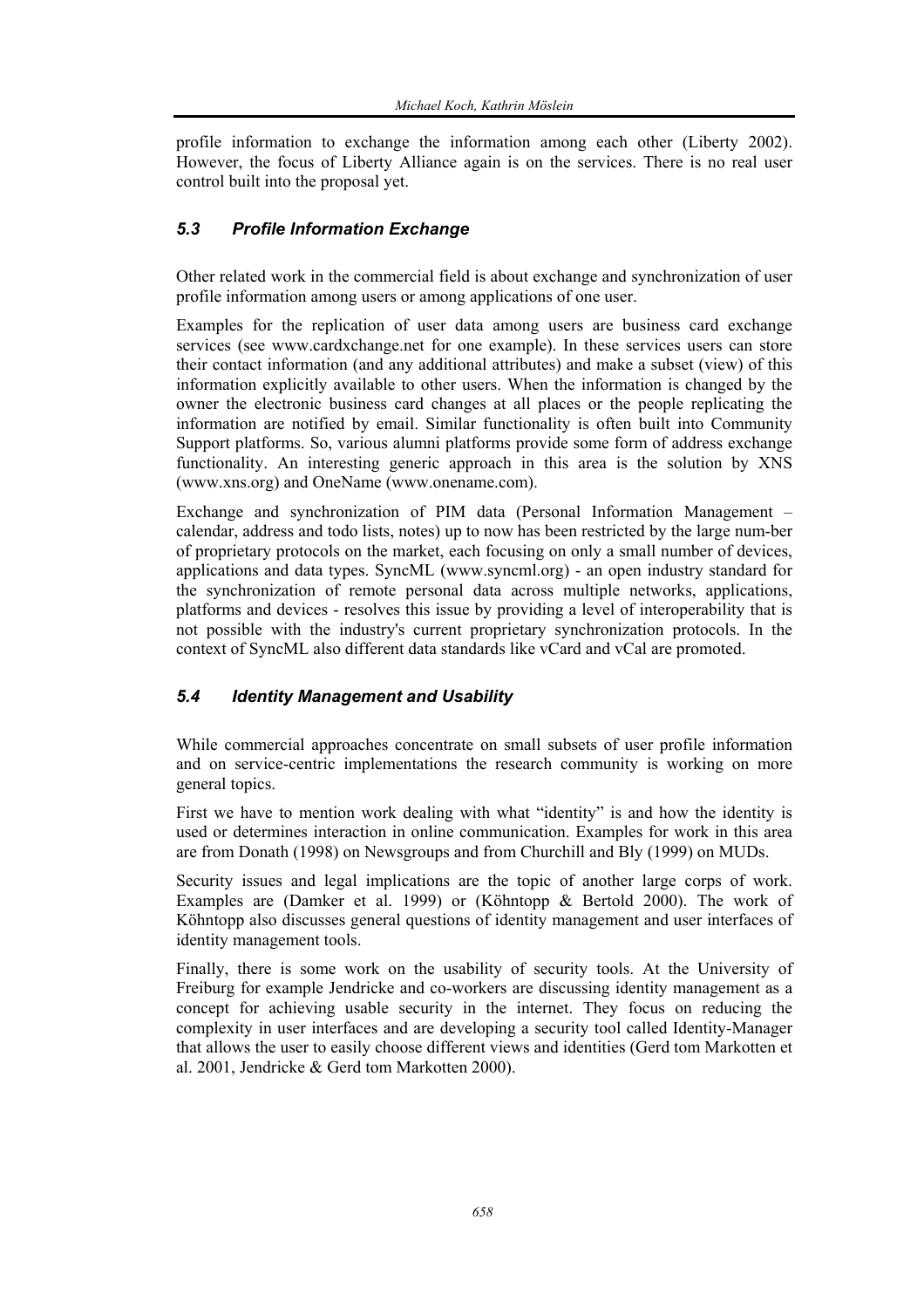profile information to exchange the information among each other (Liberty 2002). However, the focus of Liberty Alliance again is on the services. There is no real user control built into the proposal yet.

### *5.3 Profile Information Exchange*

Other related work in the commercial field is about exchange and synchronization of user profile information among users or among applications of one user.

Examples for the replication of user data among users are business card exchange services (see www.cardxchange.net for one example). In these services users can store their contact information (and any additional attributes) and make a subset (view) of this information explicitly available to other users. When the information is changed by the owner the electronic business card changes at all places or the people replicating the information are notified by email. Similar functionality is often built into Community Support platforms. So, various alumni platforms provide some form of address exchange functionality. An interesting generic approach in this area is the solution by XNS (www.xns.org) and OneName (www.onename.com).

Exchange and synchronization of PIM data (Personal Information Management – calendar, address and todo lists, notes) up to now has been restricted by the large num-ber of proprietary protocols on the market, each focusing on only a small number of devices, applications and data types. SyncML (www.syncml.org) - an open industry standard for the synchronization of remote personal data across multiple networks, applications, platforms and devices - resolves this issue by providing a level of interoperability that is not possible with the industry's current proprietary synchronization protocols. In the context of SyncML also different data standards like vCard and vCal are promoted.

### *5.4 Identity Management and Usability*

While commercial approaches concentrate on small subsets of user profile information and on service-centric implementations the research community is working on more general topics.

First we have to mention work dealing with what "identity" is and how the identity is used or determines interaction in online communication. Examples for work in this area are from Donath (1998) on Newsgroups and from Churchill and Bly (1999) on MUDs.

Security issues and legal implications are the topic of another large corps of work. Examples are (Damker et al. 1999) or (Köhntopp & Bertold 2000). The work of Köhntopp also discusses general questions of identity management and user interfaces of identity management tools.

Finally, there is some work on the usability of security tools. At the University of Freiburg for example Jendricke and co-workers are discussing identity management as a concept for achieving usable security in the internet. They focus on reducing the complexity in user interfaces and are developing a security tool called Identity-Manager that allows the user to easily choose different views and identities (Gerd tom Markotten et al. 2001, Jendricke & Gerd tom Markotten 2000).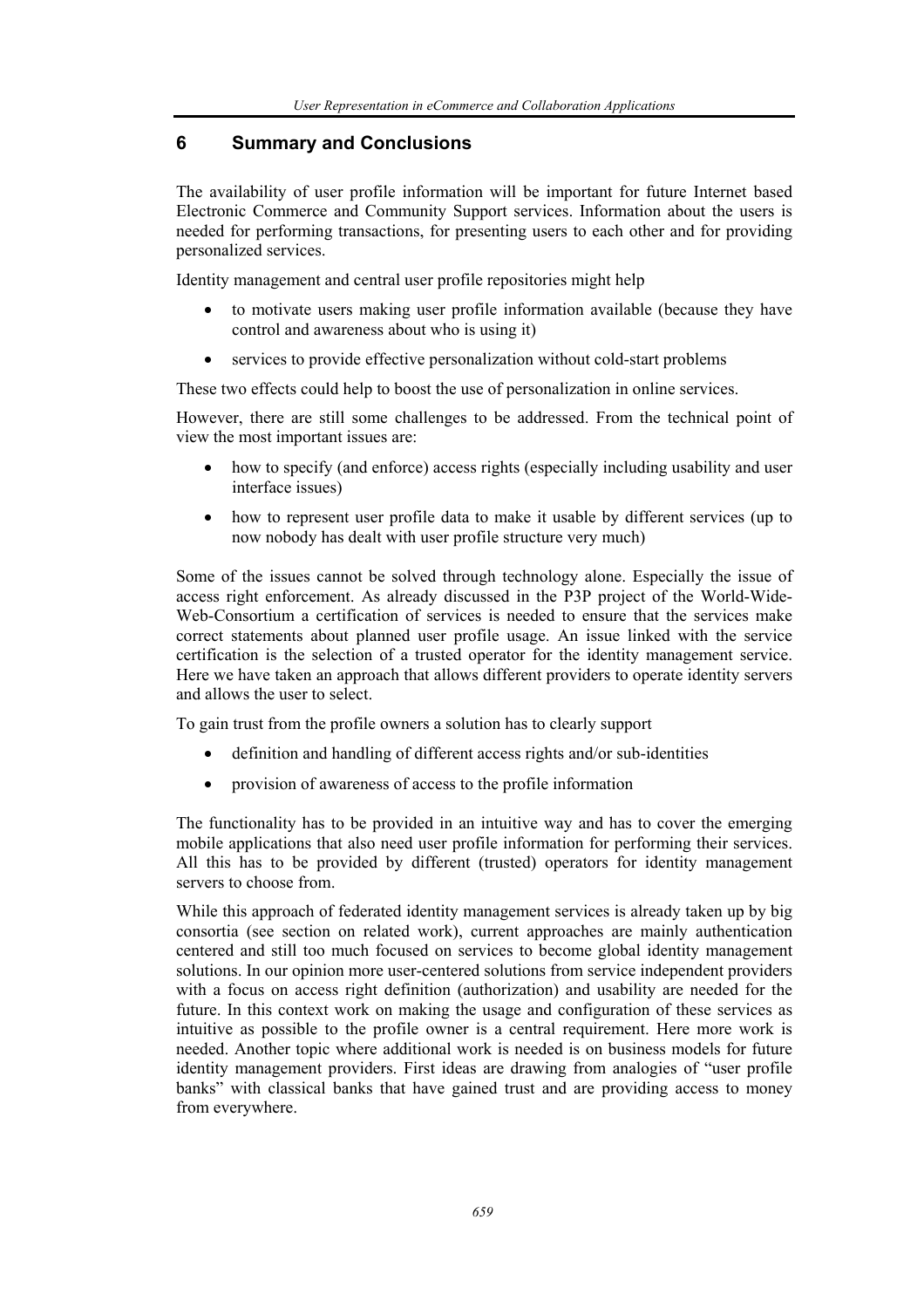## 6 Summary and Conclusions

The availability of user profile information will be important for future Internet based Electronic Commerce and Community Support services. Information about the users is needed for performing transactions, for presenting users to each other and for providing personalized services.

Identity management and central user profile repositories might help

- to motivate users making user profile information available (because they have control and awareness about who is using it)
- services to provide effective personalization without cold-start problems

These two effects could help to boost the use of personalization in online services.

However, there are still some challenges to be addressed. From the technical point of view the most important issues are:

- how to specify (and enforce) access rights (especially including usability and user interface issues)
- how to represent user profile data to make it usable by different services (up to now nobody has dealt with user profile structure very much)

Some of the issues cannot be solved through technology alone. Especially the issue of access right enforcement. As already discussed in the P3P project of the World-Wide-Web-Consortium a certification of services is needed to ensure that the services make correct statements about planned user profile usage. An issue linked with the service certification is the selection of a trusted operator for the identity management service. Here we have taken an approach that allows different providers to operate identity servers and allows the user to select.

To gain trust from the profile owners a solution has to clearly support

- definition and handling of different access rights and/or sub-identities
- provision of awareness of access to the profile information

The functionality has to be provided in an intuitive way and has to cover the emerging mobile applications that also need user profile information for performing their services. All this has to be provided by different (trusted) operators for identity management servers to choose from.

While this approach of federated identity management services is already taken up by big consortia (see section on related work), current approaches are mainly authentication centered and still too much focused on services to become global identity management solutions. In our opinion more user-centered solutions from service independent providers with a focus on access right definition (authorization) and usability are needed for the future. In this context work on making the usage and configuration of these services as intuitive as possible to the profile owner is a central requirement. Here more work is needed. Another topic where additional work is needed is on business models for future identity management providers. First ideas are drawing from analogies of "user profile banks" with classical banks that have gained trust and are providing access to money from everywhere.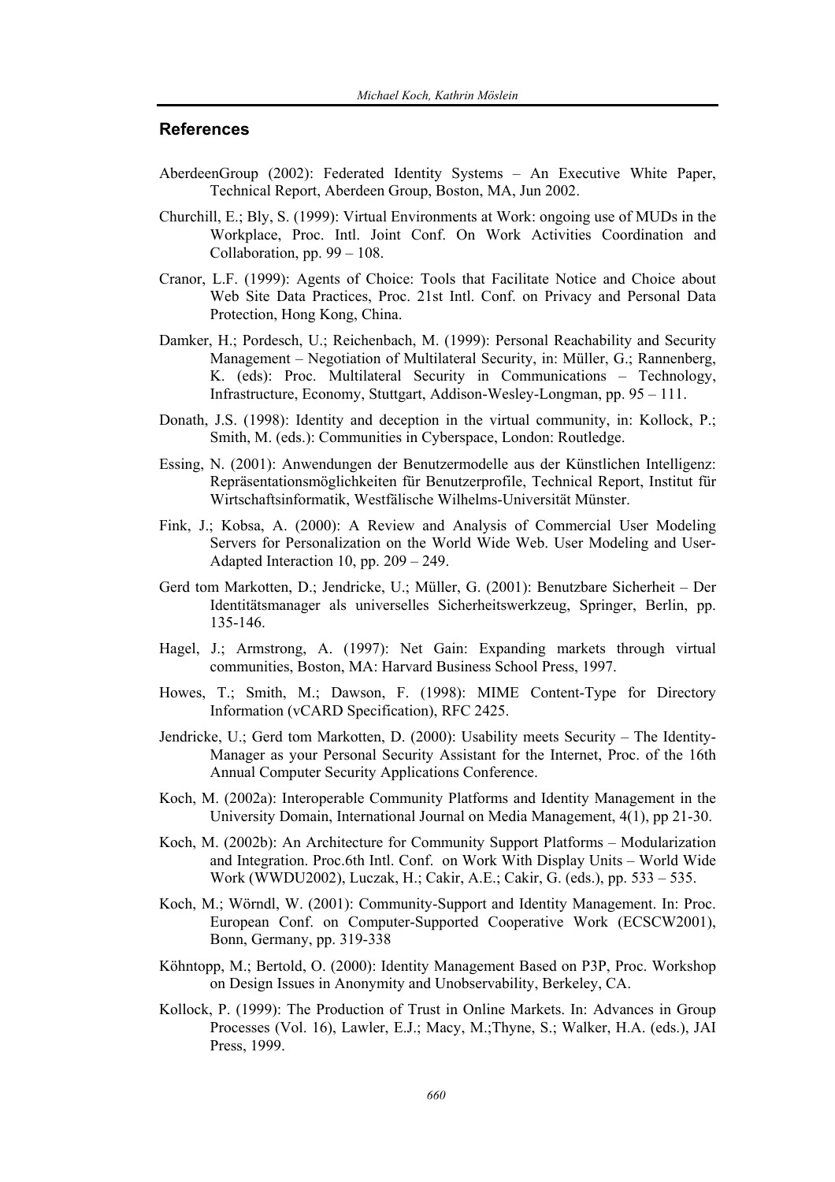## References

AberdeenGroup (2002): Federated Identity Systems – An Executive White Paper, Technical Report, Aberdeen Group, Boston, MA, Jun 2002.

Churchill, E.; Bly, S. (1999): Virtual Environments at Work: ongoing use of MUDs in the Workplace, Proc. Intl. Joint Conf. On Work Activities Coordination and Collaboration, pp. 99 – 108.

Cranor, L.F. (1999): Agents of Choice: Tools that Facilitate Notice and Choice about Web Site Data Practices, Proc. 21st Intl. Conf. on Privacy and Personal Data Protection, Hong Kong, China.

Damker, H.; Pordesch, U.; Reichenbach, M. (1999): Personal Reachability and Security Management – Negotiation of Multilateral Security, in: Müller, G.; Rannenberg, K. (eds): Proc. Multilateral Security in Communications – Technology, Infrastructure, Economy, Stuttgart, Addison-Wesley-Longman, pp. 95 – 111.

Donath, J.S. (1998): Identity and deception in the virtual community, in: Kollock, P.; Smith, M. (eds.): Communities in Cyberspace, London: Routledge.

Essing, N. (2001): Anwendungen der Benutzermodelle aus der Künstlichen Intelligenz: Repräsentationsmöglichkeiten für Benutzerprofile, Technical Report, Institut für Wirtschaftsinformatik, Westfälische Wilhelms-Universität Münster.

Fink, J.; Kobsa, A. (2000): A Review and Analysis of Commercial User Modeling Servers for Personalization on the World Wide Web. User Modeling and User-Adapted Interaction 10, pp. 209 – 249.

Gerd tom Markotten, D.; Jendricke, U.; Müller, G. (2001): Benutzbare Sicherheit – Der Identitätsmanager als universelles Sicherheitswerkzeug, Springer, Berlin, pp. 135-146.

Hagel, J.; Armstrong, A. (1997): Net Gain: Expanding markets through virtual communities, Boston, MA: Harvard Business School Press, 1997.

Howes, T.; Smith, M.; Dawson, F. (1998): MIME Content-Type for Directory Information (vCARD Specification), RFC 2425.

Jendricke, U.; Gerd tom Markotten, D. (2000): Usability meets Security – The Identity-Manager as your Personal Security Assistant for the Internet, Proc. of the 16th Annual Computer Security Applications Conference.

Koch, M. (2002a): Interoperable Community Platforms and Identity Management in the University Domain, International Journal on Media Management, 4(1), pp 21-30.

Koch, M. (2002b): An Architecture for Community Support Platforms – Modularization and Integration. Proc.6th Intl. Conf. on Work With Display Units – World Wide Work (WWDU2002), Luczak, H.; Cakir, A.E.; Cakir, G. (eds.), pp. 533 – 535.

Koch, M.; Wörndl, W. (2001): Community-Support and Identity Management. In: Proc. European Conf. on Computer-Supported Cooperative Work (ECSCW2001), Bonn, Germany, pp. 319-338

Köhntopp, M.; Bertold, O. (2000): Identity Management Based on P3P, Proc. Workshop on Design Issues in Anonymity and Unobservability, Berkeley, CA.

Kollock, P. (1999): The Production of Trust in Online Markets. In: Advances in Group Processes (Vol. 16), Lawler, E.J.; Macy, M.;Thyne, S.; Walker, H.A. (eds.), JAI Press, 1999.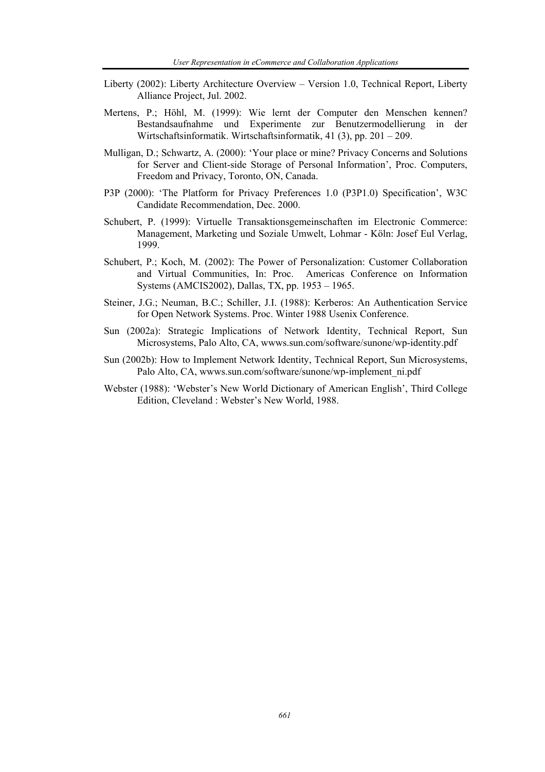Liberty (2002): Liberty Architecture Overview – Version 1.0, Technical Report, Liberty Alliance Project, Jul. 2002.

Mertens, P.; Höhl, M. (1999): Wie lernt der Computer den Menschen kennen? Bestandsaufnahme und Experimente zur Benutzermodellierung in der Wirtschaftsinformatik. Wirtschaftsinformatik, 41 (3), pp. 201 – 209.

Mulligan, D.; Schwartz, A. (2000): 'Your place or mine? Privacy Concerns and Solutions for Server and Client-side Storage of Personal Information', Proc. Computers, Freedom and Privacy, Toronto, ON, Canada.

P3P (2000): 'The Platform for Privacy Preferences 1.0 (P3P1.0) Specification', W3C Candidate Recommendation, Dec. 2000.

Schubert, P. (1999): Virtuelle Transaktionsgemeinschaften im Electronic Commerce: Management, Marketing und Soziale Umwelt, Lohmar - Köln: Josef Eul Verlag, 1999.

Schubert, P.; Koch, M. (2002): The Power of Personalization: Customer Collaboration and Virtual Communities, In: Proc. Americas Conference on Information Systems (AMCIS2002), Dallas, TX, pp. 1953 – 1965.

Steiner, J.G.; Neuman, B.C.; Schiller, J.I. (1988): Kerberos: An Authentication Service for Open Network Systems. Proc. Winter 1988 Usenix Conference.

Sun (2002a): Strategic Implications of Network Identity, Technical Report, Sun Microsystems, Palo Alto, CA, wwws.sun.com/software/sunone/wp-identity.pdf

Sun (2002b): How to Implement Network Identity, Technical Report, Sun Microsystems, Palo Alto, CA, wwws.sun.com/software/sunone/wp-implement_ni.pdf

Webster (1988): 'Webster's New World Dictionary of American English', Third College Edition, Cleveland : Webster's New World, 1988.